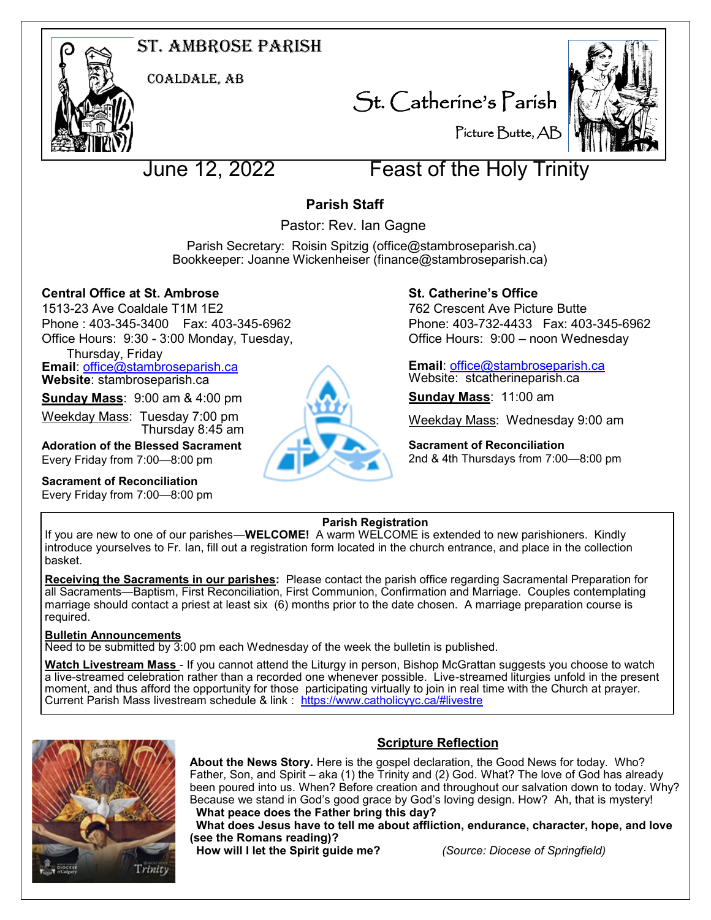# St. Ambrose Parish

Coaldale, AB

# St. Catherine's Parish

Picture Butte, AB

## June 12, 2022 Feast of the Holy Trinity

### Parish Staff

Pastor: Rev. Ian Gagne

Parish Secretary: Roisin Spitzig (office@stambroseparish.ca)
Bookkeeper: Joanne Wickenheiser (finance@stambroseparish.ca)

**Central Office at St. Ambrose**
1513-23 Ave Coaldale T1M 1E2
Phone : 403-345-3400 Fax: 403-345-6962
Office Hours: 9:30 - 3:00 Monday, Tuesday, Thursday, Friday
**Email**: office@stambroseparish.ca
**Website**: stambroseparish.ca

**Sunday Mass**: 9:00 am & 4:00 pm

Weekday Mass: Tuesday 7:00 pm
Thursday 8:45 am

**Adoration of the Blessed Sacrament**
Every Friday from 7:00—8:00 pm

**Sacrament of Reconciliation**
Every Friday from 7:00—8:00 pm

**St. Catherine's Office**
762 Crescent Ave Picture Butte
Phone: 403-732-4433 Fax: 403-345-6962
Office Hours: 9:00 – noon Wednesday

**Email**: office@stambroseparish.ca
Website: stcatherineparish.ca

**Sunday Mass**: 11:00 am

Weekday Mass: Wednesday 9:00 am

**Sacrament of Reconciliation**
2nd & 4th Thursdays from 7:00—8:00 pm

**Parish Registration**

If you are new to one of our parishes—**WELCOME!** A warm WELCOME is extended to new parishioners. Kindly introduce yourselves to Fr. Ian, fill out a registration form located in the church entrance, and place in the collection basket.

**Receiving the Sacraments in our parishes:** Please contact the parish office regarding Sacramental Preparation for all Sacraments—Baptism, First Reconciliation, First Communion, Confirmation and Marriage. Couples contemplating marriage should contact a priest at least six (6) months prior to the date chosen. A marriage preparation course is required.

**Bulletin Announcements**
Need to be submitted by 3:00 pm each Wednesday of the week the bulletin is published.

**Watch Livestream Mass** - If you cannot attend the Liturgy in person, Bishop McGrattan suggests you choose to watch a live-streamed celebration rather than a recorded one whenever possible. Live-streamed liturgies unfold in the present moment, and thus afford the opportunity for those participating virtually to join in real time with the Church at prayer. Current Parish Mass livestream schedule & link : https://www.catholicyyc.ca/#livestre

### Scripture Reflection

**About the News Story.** Here is the gospel declaration, the Good News for today. Who? Father, Son, and Spirit – aka (1) the Trinity and (2) God. What? The love of God has already been poured into us. When? Before creation and throughout our salvation down to today. Why? Because we stand in God's good grace by God's loving design. How? Ah, that is mystery!

**What peace does the Father bring this day?**

**What does Jesus have to tell me about affliction, endurance, character, hope, and love (see the Romans reading)?**

**How will I let the Spirit guide me?** *(Source: Diocese of Springfield)*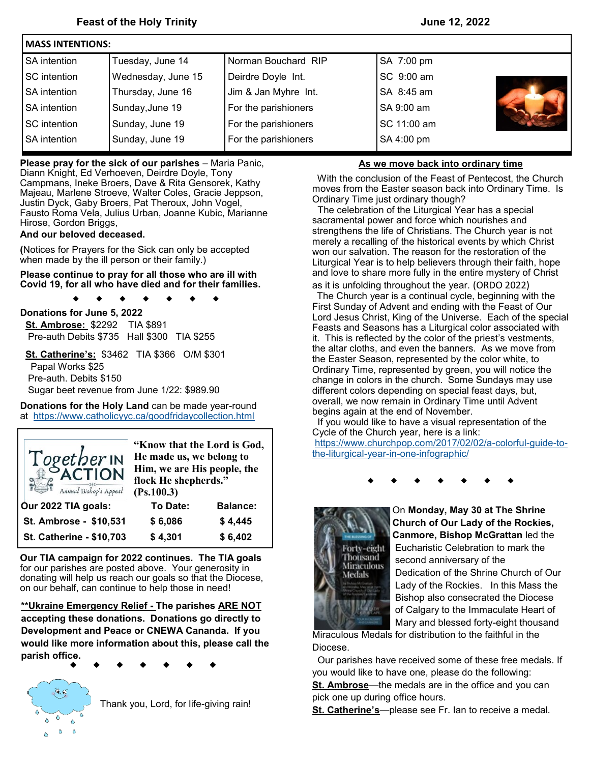**Feast of the Holy Trinity** **June 12, 2022**

| MASS INTENTIONS: | | | |
|---|---|---|---|
| SA intention | Tuesday, June 14 | Norman Bouchard RIP | SA 7:00 pm |
| SC intention | Wednesday, June 15 | Deirdre Doyle Int. | SC 9:00 am |
| SA intention | Thursday, June 16 | Jim & Jan Myhre Int. | SA 8:45 am |
| SA intention | Sunday,June 19 | For the parishioners | SA 9:00 am |
| SC intention | Sunday, June 19 | For the parishioners | SC 11:00 am |
| SA intention | Sunday, June 19 | For the parishioners | SA 4:00 pm |

**Please pray for the sick of our parishes** – Maria Panic, Diann Knight, Ed Verhoeven, Deirdre Doyle, Tony Campmans, Ineke Broers, Dave & Rita Gensorek, Kathy Majeau, Marlene Stroeve, Walter Coles, Gracie Jeppson, Justin Dyck, Gaby Broers, Pat Theroux, John Vogel, Fausto Roma Vela, Julius Urban, Joanne Kubic, Marianne Hirose, Gordon Briggs,

**And our beloved deceased.**

(Notices for Prayers for the Sick can only be accepted when made by the ill person or their family.)

**Please continue to pray for all those who are ill with Covid 19, for all who have died and for their families.**

◆ ◆ ◆ ◆ ◆ ◆ ◆

**Donations for June 5, 2022**

**St. Ambrose:** $2292 TIA $891
Pre-auth Debits $735 Hall $300 TIA $255

**St. Catherine's:** $3462 TIA $366 O/M $301
Papal Works $25
Pre-auth. Debits $150
Sugar beet revenue from June 1/22: $989.90

**Donations for the Holy Land** can be made year-round at https://www.catholicyyc.ca/goodfridaycollection.html

**Together IN ACTION** — Annual Bishop's Appeal

**"Know that the Lord is God, He made us, we belong to Him, we are His people, the flock He shepherds." (Ps.100.3)**

| Our 2022 TIA goals: | To Date: | Balance: |
|---|---|---|
| St. Ambrose - $10,531 | $ 6,086 | $ 4,445 |
| St. Catherine - $10,703 | $ 4,301 | $ 6,402 |

**Our TIA campaign for 2022 continues. The TIA goals** for our parishes are posted above. Your generosity in donating will help us reach our goals so that the Diocese, on our behalf, can continue to help those in need!

****Ukraine Emergency Relief - The parishes ARE NOT accepting these donations. Donations go directly to Development and Peace or CNEWA Cananda. If you would like more information about this, please call the parish office.**

◆ ◆ ◆ ◆ ◆ ◆ ◆

Thank you, Lord, for life-giving rain!

## As we move back into ordinary time

With the conclusion of the Feast of Pentecost, the Church moves from the Easter season back into Ordinary Time. Is Ordinary Time just ordinary though?

The celebration of the Liturgical Year has a special sacramental power and force which nourishes and strengthens the life of Christians. The Church year is not merely a recalling of the historical events by which Christ won our salvation. The reason for the restoration of the Liturgical Year is to help believers through their faith, hope and love to share more fully in the entire mystery of Christ as it is unfolding throughout the year. (ORDO 2022)

The Church year is a continual cycle, beginning with the First Sunday of Advent and ending with the Feast of Our Lord Jesus Christ, King of the Universe. Each of the special Feasts and Seasons has a Liturgical color associated with it. This is reflected by the color of the priest's vestments, the altar cloths, and even the banners. As we move from the Easter Season, represented by the color white, to Ordinary Time, represented by green, you will notice the change in colors in the church. Some Sundays may use different colors depending on special feast days, but, overall, we now remain in Ordinary Time until Advent begins again at the end of November.

If you would like to have a visual representation of the Cycle of the Church year, here is a link: https://www.churchpop.com/2017/02/02/a-colorful-guide-to-the-liturgical-year-in-one-infographic/

◆ ◆ ◆ ◆ ◆ ◆ ◆

On **Monday, May 30 at The Shrine Church of Our Lady of the Rockies, Canmore, Bishop McGrattan** led the Eucharistic Celebration to mark the second anniversary of the Dedication of the Shrine Church of Our Lady of the Rockies. In this Mass the Bishop also consecrated the Diocese of Calgary to the Immaculate Heart of Mary and blessed forty-eight thousand Miraculous Medals for distribution to the faithful in the Diocese.

Our parishes have received some of these free medals. If you would like to have one, please do the following:

**St. Ambrose**—the medals are in the office and you can pick one up during office hours.

**St. Catherine's**—please see Fr. Ian to receive a medal.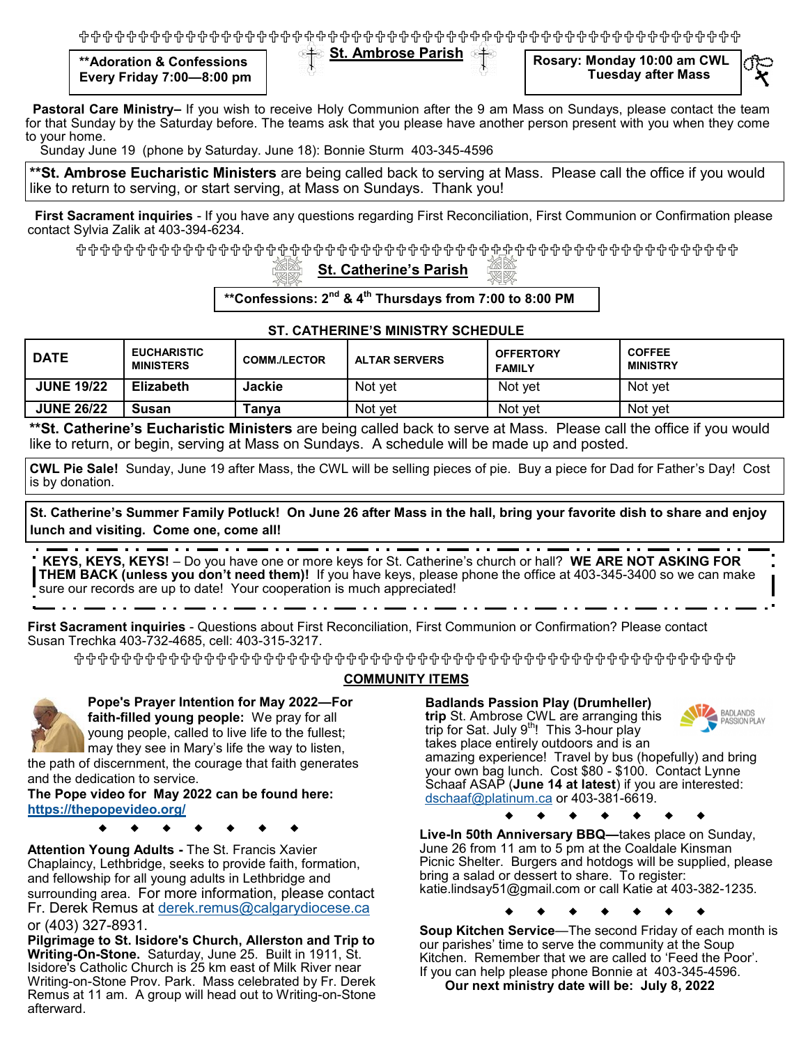**Adoration & Confessions Every Friday 7:00—8:00 pm**

## St. Ambrose Parish

**Rosary: Monday 10:00 am CWL Tuesday after Mass**

**Pastoral Care Ministry–** If you wish to receive Holy Communion after the 9 am Mass on Sundays, please contact the team for that Sunday by the Saturday before. The teams ask that you please have another person present with you when they come to your home.

Sunday June 19 (phone by Saturday. June 18): Bonnie Sturm 403-345-4596

****St. Ambrose Eucharistic Ministers** are being called back to serving at Mass. Please call the office if you would like to return to serving, or start serving, at Mass on Sundays. Thank you!

**First Sacrament inquiries** - If you have any questions regarding First Reconciliation, First Communion or Confirmation please contact Sylvia Zalik at 403-394-6234.

## St. Catherine's Parish

****Confessions: 2nd & 4th Thursdays from 7:00 to 8:00 PM**

### ST. CATHERINE'S MINISTRY SCHEDULE

| DATE | EUCHARISTIC MINISTERS | COMM./LECTOR | ALTAR SERVERS | OFFERTORY FAMILY | COFFEE MINISTRY |
|---|---|---|---|---|---|
| **JUNE 19/22** | **Elizabeth** | **Jackie** | Not yet | Not yet | Not yet |
| **JUNE 26/22** | **Susan** | **Tanya** | Not yet | Not yet | Not yet |

****St. Catherine's Eucharistic Ministers** are being called back to serve at Mass. Please call the office if you would like to return, or begin, serving at Mass on Sundays. A schedule will be made up and posted.

**CWL Pie Sale!** Sunday, June 19 after Mass, the CWL will be selling pieces of pie. Buy a piece for Dad for Father's Day! Cost is by donation.

**St. Catherine's Summer Family Potluck! On June 26 after Mass in the hall, bring your favorite dish to share and enjoy lunch and visiting. Come one, come all!**

**KEYS, KEYS, KEYS!** – Do you have one or more keys for St. Catherine's church or hall? **WE ARE NOT ASKING FOR THEM BACK (unless you don't need them)!** If you have keys, please phone the office at 403-345-3400 so we can make sure our records are up to date! Your cooperation is much appreciated!

**First Sacrament inquiries** - Questions about First Reconciliation, First Communion or Confirmation? Please contact Susan Trechka 403-732-4685, cell: 403-315-3217.

## COMMUNITY ITEMS

**Pope's Prayer Intention for May 2022—For faith-filled young people:** We pray for all young people, called to live life to the fullest; may they see in Mary's life the way to listen, the path of discernment, the courage that faith generates and the dedication to service.

**The Pope video for May 2022 can be found here:** **https://thepopevideo.org/**

◆ ◆ ◆ ◆ ◆ ◆ ◆

**Attention Young Adults -** The St. Francis Xavier Chaplaincy, Lethbridge, seeks to provide faith, formation, and fellowship for all young adults in Lethbridge and surrounding area. For more information, please contact Fr. Derek Remus at derek.remus@calgarydiocese.ca or (403) 327-8931.

**Pilgrimage to St. Isidore's Church, Allerston and Trip to Writing-On-Stone.** Saturday, June 25. Built in 1911, St. Isidore's Catholic Church is 25 km east of Milk River near Writing-on-Stone Prov. Park. Mass celebrated by Fr. Derek Remus at 11 am. A group will head out to Writing-on-Stone afterward.

**Badlands Passion Play (Drumheller) trip** St. Ambrose CWL are arranging this trip for Sat. July 9th! This 3-hour play takes place entirely outdoors and is an amazing experience! Travel by bus (hopefully) and bring your own bag lunch. Cost $80 - $100. Contact Lynne Schaaf ASAP (**June 14 at latest**) if you are interested: dschaaf@platinum.ca or 403-381-6619.

◆ ◆ ◆ ◆ ◆ ◆ ◆

**Live-In 50th Anniversary BBQ—**takes place on Sunday, June 26 from 11 am to 5 pm at the Coaldale Kinsman Picnic Shelter. Burgers and hotdogs will be supplied, please bring a salad or dessert to share. To register: katie.lindsay51@gmail.com or call Katie at 403-382-1235.

◆ ◆ ◆ ◆ ◆ ◆ ◆

**Soup Kitchen Service**—The second Friday of each month is our parishes' time to serve the community at the Soup Kitchen. Remember that we are called to 'Feed the Poor'. If you can help please phone Bonnie at 403-345-4596.

**Our next ministry date will be: July 8, 2022**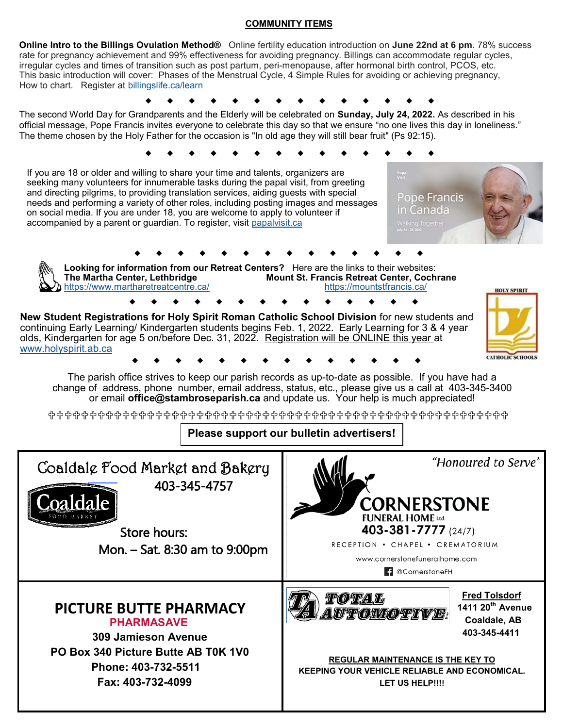## COMMUNITY ITEMS

**Online Intro to the Billings Ovulation Method®** Online fertility education introduction on **June 22nd at 6 pm**. 78% success rate for pregnancy achievement and 99% effectiveness for avoiding pregnancy. Billings can accommodate regular cycles, irregular cycles and times of transition such as post partum, peri-menopause, after hormonal birth control, PCOS, etc. This basic introduction will cover: Phases of the Menstrual Cycle, 4 Simple Rules for avoiding or achieving pregnancy, How to chart. Register at billingslife.ca/learn

◆ ◆ ◆ ◆ ◆ ◆ ◆ ◆ ◆ ◆ ◆ ◆ ◆ ◆ ◆ ◆ ◆ ◆

The second World Day for Grandparents and the Elderly will be celebrated on **Sunday, July 24, 2022.** As described in his official message, Pope Francis invites everyone to celebrate this day so that we ensure "no one lives this day in loneliness." The theme chosen by the Holy Father for the occasion is "In old age they will still bear fruit" (Ps 92:15).

◆ ◆ ◆ ◆ ◆ ◆ ◆ ◆ ◆ ◆ ◆ ◆ ◆ ◆ ◆ ◆ ◆ ◆

If you are 18 or older and willing to share your time and talents, organizers are seeking many volunteers for innumerable tasks during the papal visit, from greeting and directing pilgrims, to providing translation services, aiding guests with special needs and performing a variety of other roles, including posting images and messages on social media. If you are under 18, you are welcome to apply to volunteer if accompanied by a parent or guardian. To register, visit papalvisit.ca

Papal Visit
Pope Francis in Canada
Walking Together
July 24 – 29, 2022

◆ ◆ ◆ ◆ ◆ ◆ ◆ ◆ ◆ ◆ ◆ ◆ ◆ ◆ ◆ ◆ ◆ ◆

**Looking for information from our Retreat Centers?** Here are the links to their websites:

**The Martha Center, Lethbridge** https://www.martharetreatcentre.ca/

**Mount St. Francis Retreat Center, Cochrane** https://mountstfrancis.ca/

◆ ◆ ◆ ◆ ◆ ◆ ◆ ◆ ◆ ◆ ◆ ◆ ◆ ◆ ◆ ◆ ◆ ◆

**New Student Registrations for Holy Spirit Roman Catholic School Division** for new students and continuing Early Learning/ Kindergarten students begins Feb. 1, 2022. Early Learning for 3 & 4 year olds, Kindergarten for age 5 on/before Dec. 31, 2022. Registration will be ONLINE this year at www.holyspirit.ab.ca

HOLY SPIRIT CATHOLIC SCHOOLS

◆ ◆ ◆ ◆ ◆ ◆ ◆ ◆ ◆ ◆ ◆ ◆ ◆ ◆ ◆ ◆ ◆ ◆

The parish office strives to keep our parish records as up-to-date as possible. If you have had a change of address, phone number, email address, status, etc., please give us a call at 403-345-3400 or email **office@stambroseparish.ca** and update us. Your help is much appreciated!

**Please support our bulletin advertisers!**

Coaldale Food Market and Bakery
403-345-4757
Coaldale Food Market
Store hours:
Mon. – Sat. 8:30 am to 9:00pm

"Honoured to Serve"
CORNERSTONE FUNERAL HOME Ltd.
403-381-7777 (24/7)
RECEPTION • CHAPEL • CREMATORIUM
www.cornerstonefuneralhome.com
@CornerstoneFH

**PICTURE BUTTE PHARMACY**
**PHARMASAVE**
**309 Jamieson Avenue**
**PO Box 340 Picture Butte AB T0K 1V0**
**Phone: 403-732-5511**
**Fax: 403-732-4099**

TOTAL AUTOMOTIVE
**Fred Tolsdorf**
**1411 20th Avenue**
**Coaldale, AB**
**403-345-4411**

**REGULAR MAINTENANCE IS THE KEY TO KEEPING YOUR VEHICLE RELIABLE AND ECONOMICAL. LET US HELP!!!!**